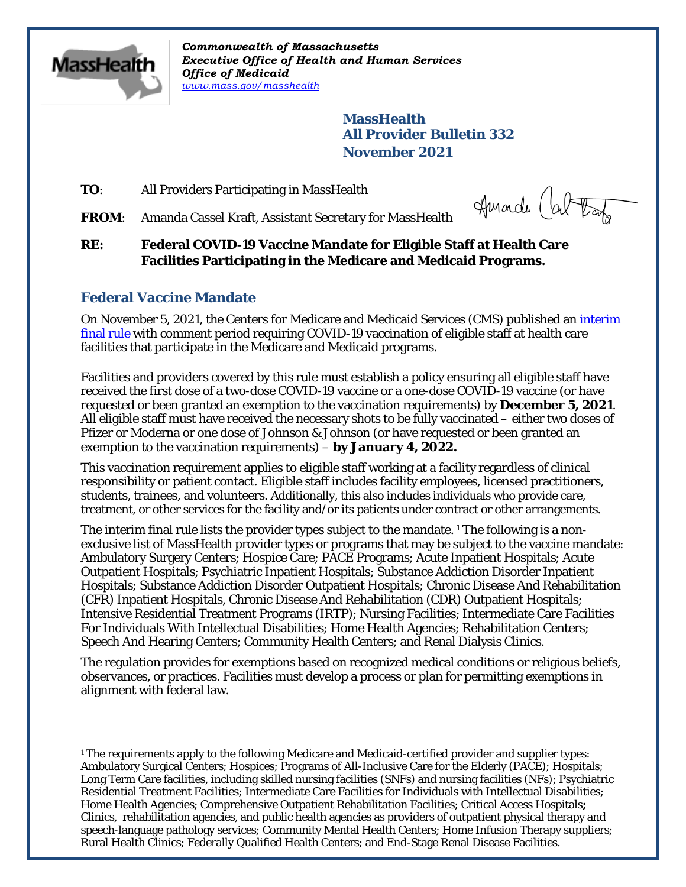*Commonwealth of Massachusetts*
*Executive Office of Health and Human Services*
*Office of Medicaid*
*www.mass.gov/masshealth*

**MassHealth**
**All Provider Bulletin 332**
**November 2021**

**TO**: All Providers Participating in MassHealth

**FROM**: Amanda Cassel Kraft, Assistant Secretary for MassHealth

**RE: Federal COVID-19 Vaccine Mandate for Eligible Staff at Health Care Facilities Participating in the Medicare and Medicaid Programs.**

## Federal Vaccine Mandate

On November 5, 2021, the Centers for Medicare and Medicaid Services (CMS) published an interim final rule with comment period requiring COVID-19 vaccination of eligible staff at health care facilities that participate in the Medicare and Medicaid programs.

Facilities and providers covered by this rule must establish a policy ensuring all eligible staff have received the first dose of a two-dose COVID-19 vaccine or a one-dose COVID-19 vaccine (or have requested or been granted an exemption to the vaccination requirements) by **December 5, 2021**. All eligible staff must have received the necessary shots to be fully vaccinated – either two doses of Pfizer or Moderna or one dose of Johnson & Johnson (or have requested or been granted an exemption to the vaccination requirements) – **by January 4, 2022.**

This vaccination requirement applies to eligible staff working at a facility regardless of clinical responsibility or patient contact. Eligible staff includes facility employees, licensed practitioners, students, trainees, and volunteers. Additionally, this also includes individuals who provide care, treatment, or other services for the facility and/or its patients under contract or other arrangements.

The interim final rule lists the provider types subject to the mandate.[1] The following is a non-exclusive list of MassHealth provider types or programs that may be subject to the vaccine mandate: Ambulatory Surgery Centers; Hospice Care; PACE Programs; Acute Inpatient Hospitals; Acute Outpatient Hospitals; Psychiatric Inpatient Hospitals; Substance Addiction Disorder Inpatient Hospitals; Substance Addiction Disorder Outpatient Hospitals; Chronic Disease And Rehabilitation (CFR) Inpatient Hospitals, Chronic Disease And Rehabilitation (CDR) Outpatient Hospitals; Intensive Residential Treatment Programs (IRTP); Nursing Facilities; Intermediate Care Facilities For Individuals With Intellectual Disabilities; Home Health Agencies; Rehabilitation Centers; Speech And Hearing Centers; Community Health Centers; and Renal Dialysis Clinics.

The regulation provides for exemptions based on recognized medical conditions or religious beliefs, observances, or practices. Facilities must develop a process or plan for permitting exemptions in alignment with federal law.

---

[1] The requirements apply to the following Medicare and Medicaid-certified provider and supplier types: Ambulatory Surgical Centers; Hospices; Programs of All-Inclusive Care for the Elderly (PACE); Hospitals; Long Term Care facilities, including skilled nursing facilities (SNFs) and nursing facilities (NFs); Psychiatric Residential Treatment Facilities; Intermediate Care Facilities for Individuals with Intellectual Disabilities; Home Health Agencies; Comprehensive Outpatient Rehabilitation Facilities; Critical Access Hospitals**;** Clinics, rehabilitation agencies, and public health agencies as providers of outpatient physical therapy and speech-language pathology services; Community Mental Health Centers; Home Infusion Therapy suppliers; Rural Health Clinics; Federally Qualified Health Centers; and End-Stage Renal Disease Facilities.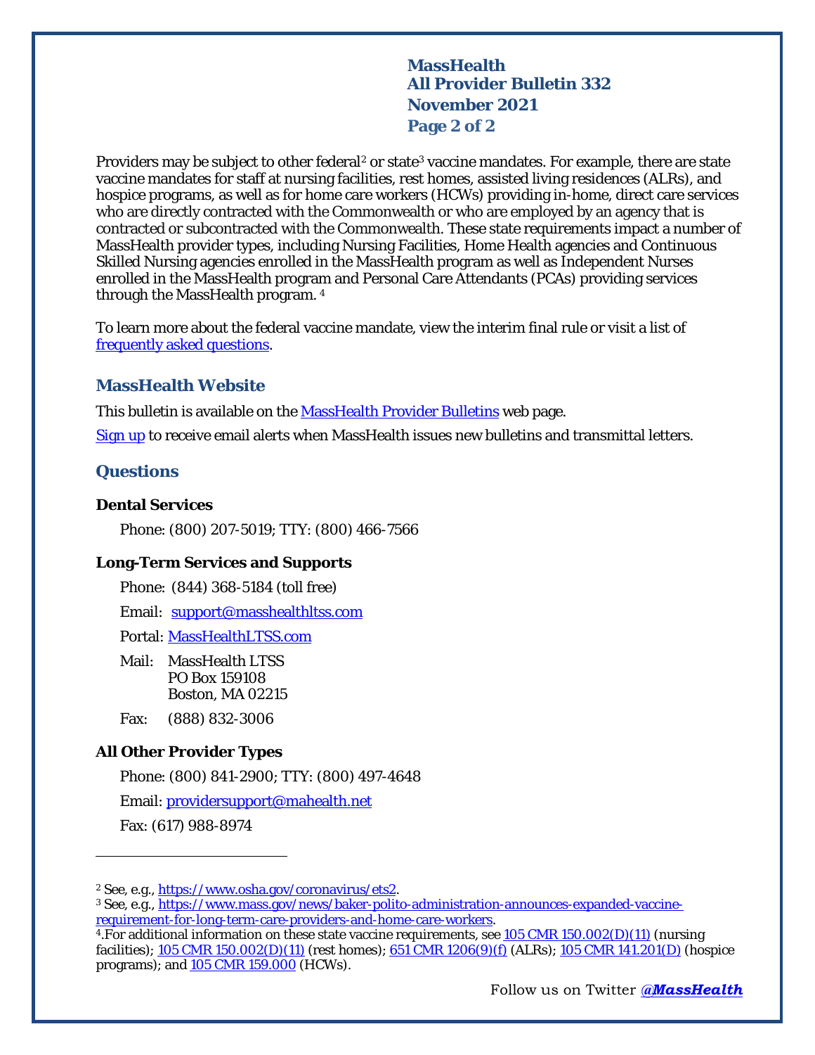Providers may be subject to other federal[2] or state[3] vaccine mandates. For example, there are state vaccine mandates for staff at nursing facilities, rest homes, assisted living residences (ALRs), and hospice programs, as well as for home care workers (HCWs) providing in-home, direct care services who are directly contracted with the Commonwealth or who are employed by an agency that is contracted or subcontracted with the Commonwealth. These state requirements impact a number of MassHealth provider types, including Nursing Facilities, Home Health agencies and Continuous Skilled Nursing agencies enrolled in the MassHealth program as well as Independent Nurses enrolled in the MassHealth program and Personal Care Attendants (PCAs) providing services through the MassHealth program. [4]

To learn more about the federal vaccine mandate, view the interim final rule or visit a list of frequently asked questions.

## MassHealth Website

This bulletin is available on the MassHealth Provider Bulletins web page.

Sign up to receive email alerts when MassHealth issues new bulletins and transmittal letters.

## Questions

**Dental Services**

Phone: (800) 207-5019; TTY: (800) 466-7566

**Long-Term Services and Supports**

Phone: (844) 368-5184 (toll free)

Email: support@masshealthltss.com

Portal: MassHealthLTSS.com

Mail: MassHealth LTSS
PO Box 159108
Boston, MA 02215

Fax: (888) 832-3006

**All Other Provider Types**

Phone: (800) 841-2900; TTY: (800) 497-4648

Email: providersupport@mahealth.net

Fax: (617) 988-8974

---

[2] See, e.g., https://www.osha.gov/coronavirus/ets2.

[3] See, e.g., https://www.mass.gov/news/baker-polito-administration-announces-expanded-vaccine-requirement-for-long-term-care-providers-and-home-care-workers.

[4] For additional information on these state vaccine requirements, see 105 CMR 150.002(D)(11) (nursing facilities); 105 CMR 150.002(D)(11) (rest homes); 651 CMR 1206(9)(f) (ALRs); 105 CMR 141.201(D) (hospice programs); and 105 CMR 159.000 (HCWs).

Follow us on Twitter ***@MassHealth***